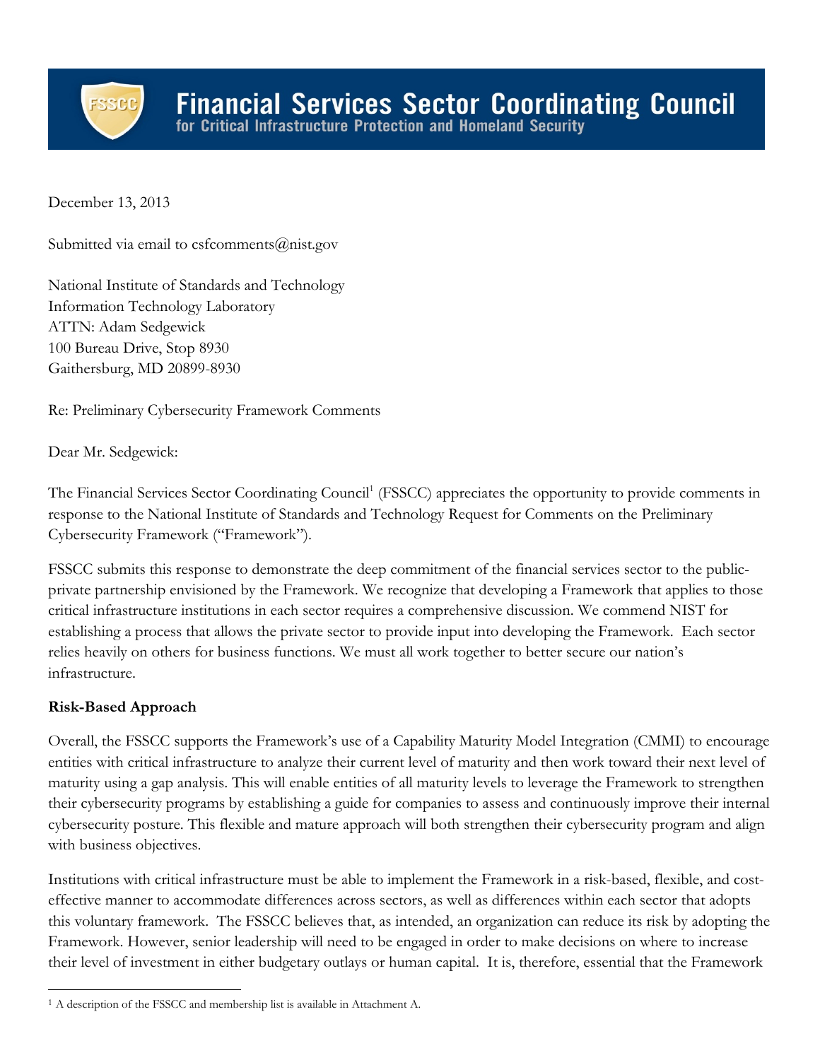# Financial Services Sector Coordinating Council
for Critical Infrastructure Protection and Homeland Security

December 13, 2013

Submitted via email to csfcomments@nist.gov

National Institute of Standards and Technology
Information Technology Laboratory
ATTN: Adam Sedgewick
100 Bureau Drive, Stop 8930
Gaithersburg, MD 20899-8930

Re: Preliminary Cybersecurity Framework Comments

Dear Mr. Sedgewick:

The Financial Services Sector Coordinating Council[1] (FSSCC) appreciates the opportunity to provide comments in response to the National Institute of Standards and Technology Request for Comments on the Preliminary Cybersecurity Framework ("Framework").

FSSCC submits this response to demonstrate the deep commitment of the financial services sector to the public-private partnership envisioned by the Framework. We recognize that developing a Framework that applies to those critical infrastructure institutions in each sector requires a comprehensive discussion. We commend NIST for establishing a process that allows the private sector to provide input into developing the Framework. Each sector relies heavily on others for business functions. We must all work together to better secure our nation's infrastructure.

**Risk-Based Approach**

Overall, the FSSCC supports the Framework's use of a Capability Maturity Model Integration (CMMI) to encourage entities with critical infrastructure to analyze their current level of maturity and then work toward their next level of maturity using a gap analysis. This will enable entities of all maturity levels to leverage the Framework to strengthen their cybersecurity programs by establishing a guide for companies to assess and continuously improve their internal cybersecurity posture. This flexible and mature approach will both strengthen their cybersecurity program and align with business objectives.

Institutions with critical infrastructure must be able to implement the Framework in a risk-based, flexible, and cost-effective manner to accommodate differences across sectors, as well as differences within each sector that adopts this voluntary framework. The FSSCC believes that, as intended, an organization can reduce its risk by adopting the Framework. However, senior leadership will need to be engaged in order to make decisions on where to increase their level of investment in either budgetary outlays or human capital. It is, therefore, essential that the Framework

[1] A description of the FSSCC and membership list is available in Attachment A.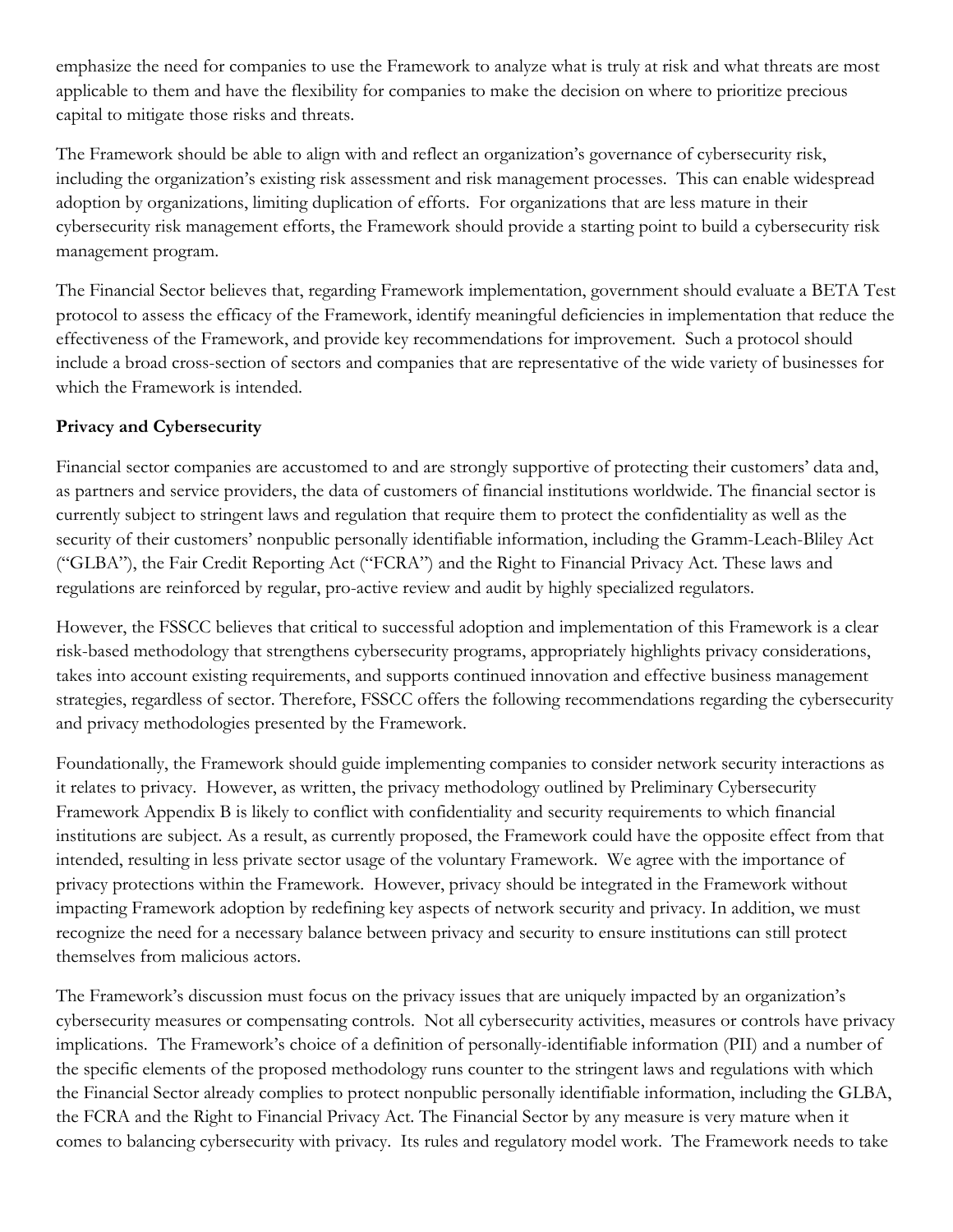emphasize the need for companies to use the Framework to analyze what is truly at risk and what threats are most applicable to them and have the flexibility for companies to make the decision on where to prioritize precious capital to mitigate those risks and threats.

The Framework should be able to align with and reflect an organization's governance of cybersecurity risk, including the organization's existing risk assessment and risk management processes. This can enable widespread adoption by organizations, limiting duplication of efforts. For organizations that are less mature in their cybersecurity risk management efforts, the Framework should provide a starting point to build a cybersecurity risk management program.

The Financial Sector believes that, regarding Framework implementation, government should evaluate a BETA Test protocol to assess the efficacy of the Framework, identify meaningful deficiencies in implementation that reduce the effectiveness of the Framework, and provide key recommendations for improvement. Such a protocol should include a broad cross-section of sectors and companies that are representative of the wide variety of businesses for which the Framework is intended.

**Privacy and Cybersecurity**

Financial sector companies are accustomed to and are strongly supportive of protecting their customers' data and, as partners and service providers, the data of customers of financial institutions worldwide. The financial sector is currently subject to stringent laws and regulation that require them to protect the confidentiality as well as the security of their customers' nonpublic personally identifiable information, including the Gramm-Leach-Bliley Act ("GLBA"), the Fair Credit Reporting Act ("FCRA") and the Right to Financial Privacy Act. These laws and regulations are reinforced by regular, pro-active review and audit by highly specialized regulators.

However, the FSSCC believes that critical to successful adoption and implementation of this Framework is a clear risk-based methodology that strengthens cybersecurity programs, appropriately highlights privacy considerations, takes into account existing requirements, and supports continued innovation and effective business management strategies, regardless of sector. Therefore, FSSCC offers the following recommendations regarding the cybersecurity and privacy methodologies presented by the Framework.

Foundationally, the Framework should guide implementing companies to consider network security interactions as it relates to privacy. However, as written, the privacy methodology outlined by Preliminary Cybersecurity Framework Appendix B is likely to conflict with confidentiality and security requirements to which financial institutions are subject. As a result, as currently proposed, the Framework could have the opposite effect from that intended, resulting in less private sector usage of the voluntary Framework. We agree with the importance of privacy protections within the Framework. However, privacy should be integrated in the Framework without impacting Framework adoption by redefining key aspects of network security and privacy. In addition, we must recognize the need for a necessary balance between privacy and security to ensure institutions can still protect themselves from malicious actors.

The Framework's discussion must focus on the privacy issues that are uniquely impacted by an organization's cybersecurity measures or compensating controls. Not all cybersecurity activities, measures or controls have privacy implications. The Framework's choice of a definition of personally-identifiable information (PII) and a number of the specific elements of the proposed methodology runs counter to the stringent laws and regulations with which the Financial Sector already complies to protect nonpublic personally identifiable information, including the GLBA, the FCRA and the Right to Financial Privacy Act. The Financial Sector by any measure is very mature when it comes to balancing cybersecurity with privacy. Its rules and regulatory model work. The Framework needs to take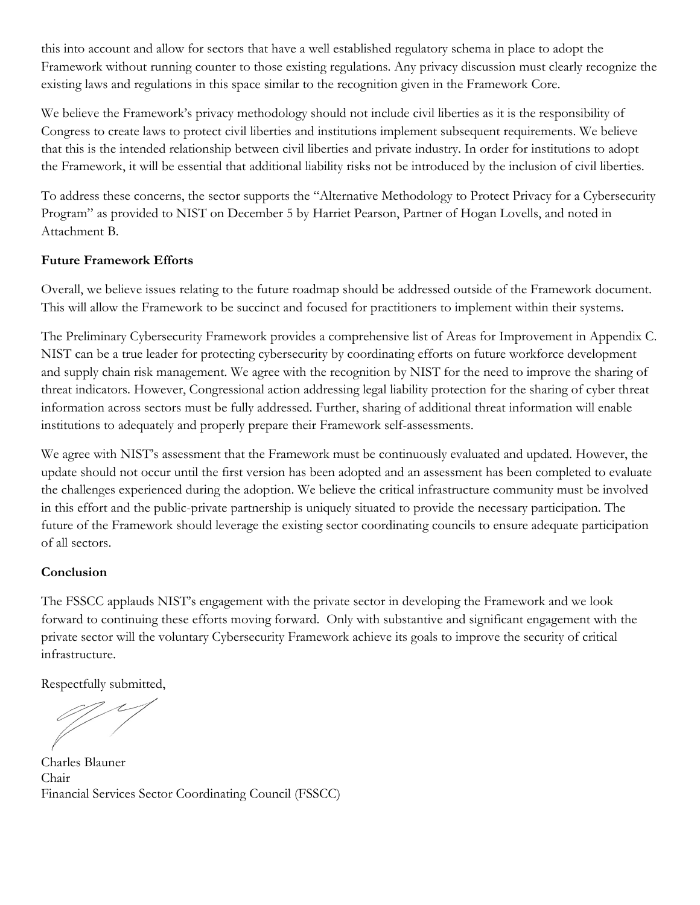this into account and allow for sectors that have a well established regulatory schema in place to adopt the Framework without running counter to those existing regulations. Any privacy discussion must clearly recognize the existing laws and regulations in this space similar to the recognition given in the Framework Core.

We believe the Framework's privacy methodology should not include civil liberties as it is the responsibility of Congress to create laws to protect civil liberties and institutions implement subsequent requirements. We believe that this is the intended relationship between civil liberties and private industry. In order for institutions to adopt the Framework, it will be essential that additional liability risks not be introduced by the inclusion of civil liberties.

To address these concerns, the sector supports the "Alternative Methodology to Protect Privacy for a Cybersecurity Program" as provided to NIST on December 5 by Harriet Pearson, Partner of Hogan Lovells, and noted in Attachment B.

**Future Framework Efforts**

Overall, we believe issues relating to the future roadmap should be addressed outside of the Framework document. This will allow the Framework to be succinct and focused for practitioners to implement within their systems.

The Preliminary Cybersecurity Framework provides a comprehensive list of Areas for Improvement in Appendix C. NIST can be a true leader for protecting cybersecurity by coordinating efforts on future workforce development and supply chain risk management. We agree with the recognition by NIST for the need to improve the sharing of threat indicators. However, Congressional action addressing legal liability protection for the sharing of cyber threat information across sectors must be fully addressed. Further, sharing of additional threat information will enable institutions to adequately and properly prepare their Framework self-assessments.

We agree with NIST's assessment that the Framework must be continuously evaluated and updated. However, the update should not occur until the first version has been adopted and an assessment has been completed to evaluate the challenges experienced during the adoption. We believe the critical infrastructure community must be involved in this effort and the public-private partnership is uniquely situated to provide the necessary participation. The future of the Framework should leverage the existing sector coordinating councils to ensure adequate participation of all sectors.

**Conclusion**

The FSSCC applauds NIST's engagement with the private sector in developing the Framework and we look forward to continuing these efforts moving forward. Only with substantive and significant engagement with the private sector will the voluntary Cybersecurity Framework achieve its goals to improve the security of critical infrastructure.

Respectfully submitted,

Charles Blauner
Chair
Financial Services Sector Coordinating Council (FSSCC)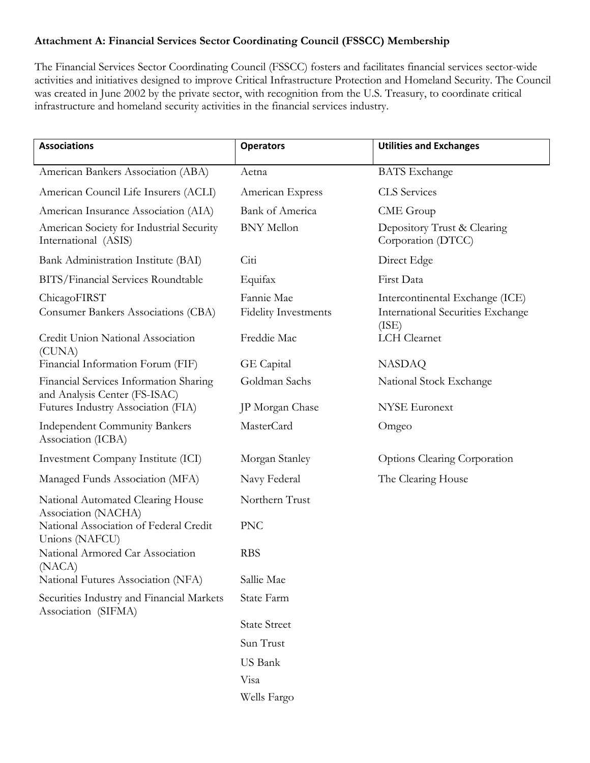**Attachment A: Financial Services Sector Coordinating Council (FSSCC) Membership**

The Financial Services Sector Coordinating Council (FSSCC) fosters and facilitates financial services sector-wide activities and initiatives designed to improve Critical Infrastructure Protection and Homeland Security. The Council was created in June 2002 by the private sector, with recognition from the U.S. Treasury, to coordinate critical infrastructure and homeland security activities in the financial services industry.

| Associations | Operators | Utilities and Exchanges |
|---|---|---|
| American Bankers Association (ABA) | Aetna | BATS Exchange |
| American Council Life Insurers (ACLI) | American Express | CLS Services |
| American Insurance Association (AIA) | Bank of America | CME Group |
| American Society for Industrial Security International (ASIS) | BNY Mellon | Depository Trust & Clearing Corporation (DTCC) |
| Bank Administration Institute (BAI) | Citi | Direct Edge |
| BITS/Financial Services Roundtable | Equifax | First Data |
| ChicagoFIRST | Fannie Mae | Intercontinental Exchange (ICE) |
| Consumer Bankers Associations (CBA) | Fidelity Investments | International Securities Exchange (ISE) |
| Credit Union National Association (CUNA) | Freddie Mac | LCH Clearnet |
| Financial Information Forum (FIF) | GE Capital | NASDAQ |
| Financial Services Information Sharing and Analysis Center (FS-ISAC) | Goldman Sachs | National Stock Exchange |
| Futures Industry Association (FIA) | JP Morgan Chase | NYSE Euronext |
| Independent Community Bankers Association (ICBA) | MasterCard | Omgeo |
| Investment Company Institute (ICI) | Morgan Stanley | Options Clearing Corporation |
| Managed Funds Association (MFA) | Navy Federal | The Clearing House |
| National Automated Clearing House Association (NACHA) | Northern Trust | |
| National Association of Federal Credit Unions (NAFCU) | PNC | |
| National Armored Car Association (NACA) | RBS | |
| National Futures Association (NFA) | Sallie Mae | |
| Securities Industry and Financial Markets Association (SIFMA) | State Farm | |
| | State Street | |
| | Sun Trust | |
| | US Bank | |
| | Visa | |
| | Wells Fargo | |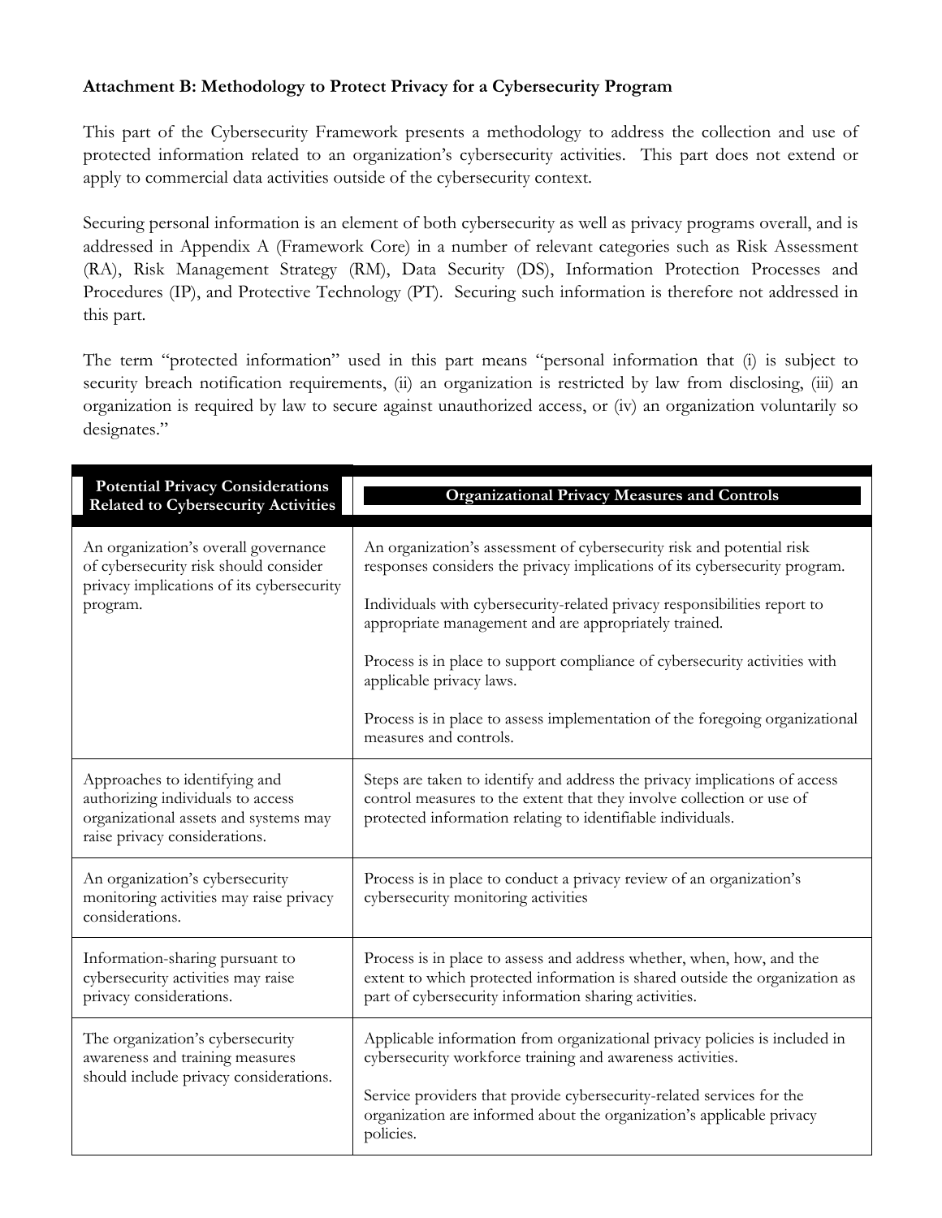**Attachment B: Methodology to Protect Privacy for a Cybersecurity Program**

This part of the Cybersecurity Framework presents a methodology to address the collection and use of protected information related to an organization's cybersecurity activities. This part does not extend or apply to commercial data activities outside of the cybersecurity context.

Securing personal information is an element of both cybersecurity as well as privacy programs overall, and is addressed in Appendix A (Framework Core) in a number of relevant categories such as Risk Assessment (RA), Risk Management Strategy (RM), Data Security (DS), Information Protection Processes and Procedures (IP), and Protective Technology (PT). Securing such information is therefore not addressed in this part.

The term "protected information" used in this part means "personal information that (i) is subject to security breach notification requirements, (ii) an organization is restricted by law from disclosing, (iii) an organization is required by law to secure against unauthorized access, or (iv) an organization voluntarily so designates."

| Potential Privacy Considerations Related to Cybersecurity Activities | Organizational Privacy Measures and Controls |
|---|---|
| An organization's overall governance of cybersecurity risk should consider privacy implications of its cybersecurity program. | An organization's assessment of cybersecurity risk and potential risk responses considers the privacy implications of its cybersecurity program.<br><br>Individuals with cybersecurity-related privacy responsibilities report to appropriate management and are appropriately trained.<br><br>Process is in place to support compliance of cybersecurity activities with applicable privacy laws.<br><br>Process is in place to assess implementation of the foregoing organizational measures and controls. |
| Approaches to identifying and authorizing individuals to access organizational assets and systems may raise privacy considerations. | Steps are taken to identify and address the privacy implications of access control measures to the extent that they involve collection or use of protected information relating to identifiable individuals. |
| An organization's cybersecurity monitoring activities may raise privacy considerations. | Process is in place to conduct a privacy review of an organization's cybersecurity monitoring activities |
| Information-sharing pursuant to cybersecurity activities may raise privacy considerations. | Process is in place to assess and address whether, when, how, and the extent to which protected information is shared outside the organization as part of cybersecurity information sharing activities. |
| The organization's cybersecurity awareness and training measures should include privacy considerations. | Applicable information from organizational privacy policies is included in cybersecurity workforce training and awareness activities.<br><br>Service providers that provide cybersecurity-related services for the organization are informed about the organization's applicable privacy policies. |